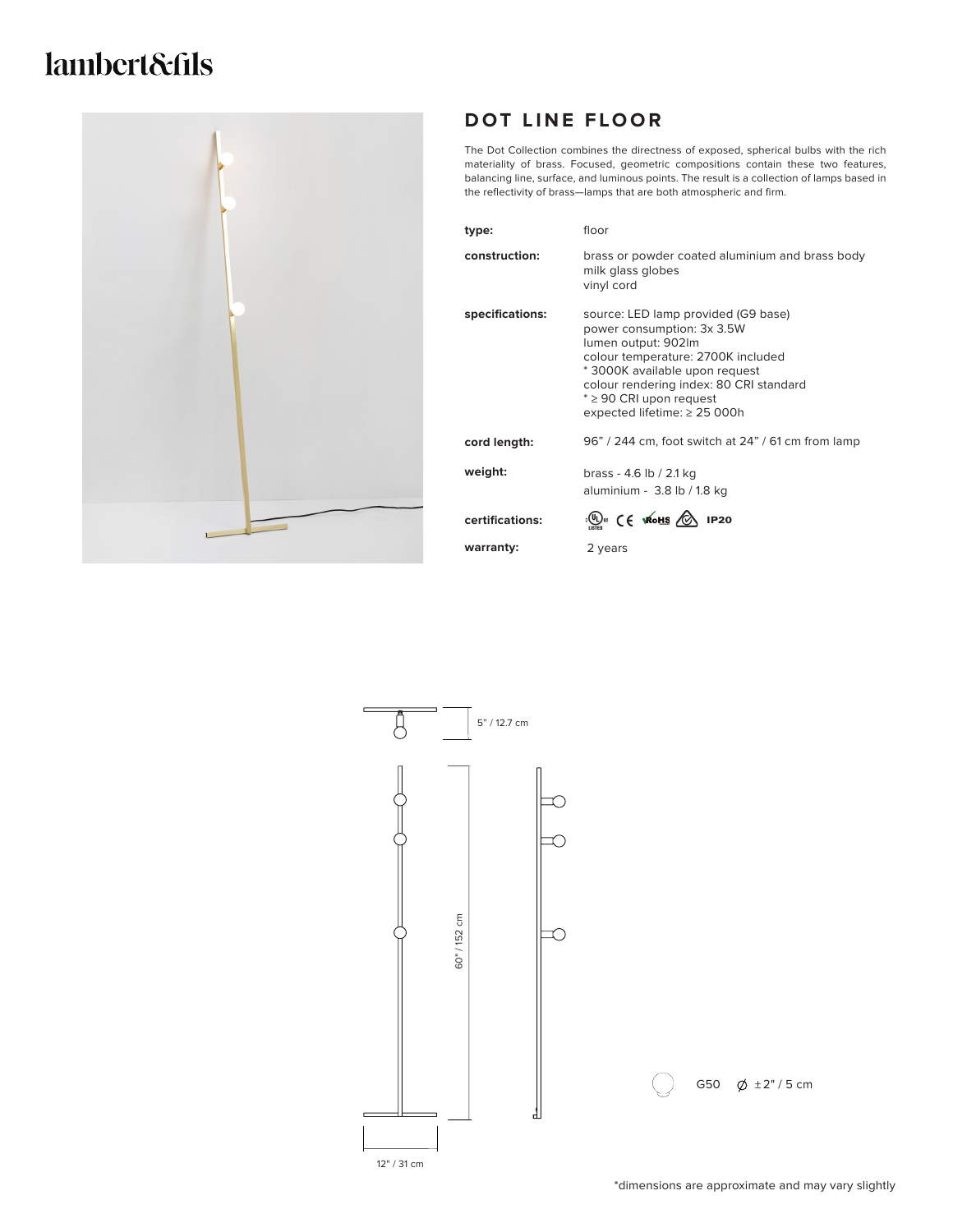lambert&fils

# DOT LINE FLOOR

The Dot Collection combines the directness of exposed, spherical bulbs with the rich materiality of brass. Focused, geometric compositions contain these two features, balancing line, surface, and luminous points. The result is a collection of lamps based in the reflectivity of brass—lamps that are both atmospheric and firm.

| | |
|---|---|
| **type:** | floor |
| **construction:** | brass or powder coated aluminium and brass body<br>milk glass globes<br>vinyl cord |
| **specifications:** | source: LED lamp provided (G9 base)<br>power consumption: 3x 3.5W<br>lumen output: 902lm<br>colour temperature: 2700K included<br>* 3000K available upon request<br>colour rendering index: 80 CRI standard<br>* ≥ 90 CRI upon request<br>expected lifetime: ≥ 25 000h |
| **cord length:** | 96" / 244 cm, foot switch at 24" / 61 cm from lamp |
| **weight:** | brass - 4.6 lb / 2.1 kg<br>aluminium - 3.8 lb / 1.8 kg |
| **certifications:** | UL, CE, RoHS, IP20 |
| **warranty:** | 2 years |

5" / 12.7 cm

60" / 152 cm

12" / 31 cm

G50 ⌀ ±2" / 5 cm

*dimensions are approximate and may vary slightly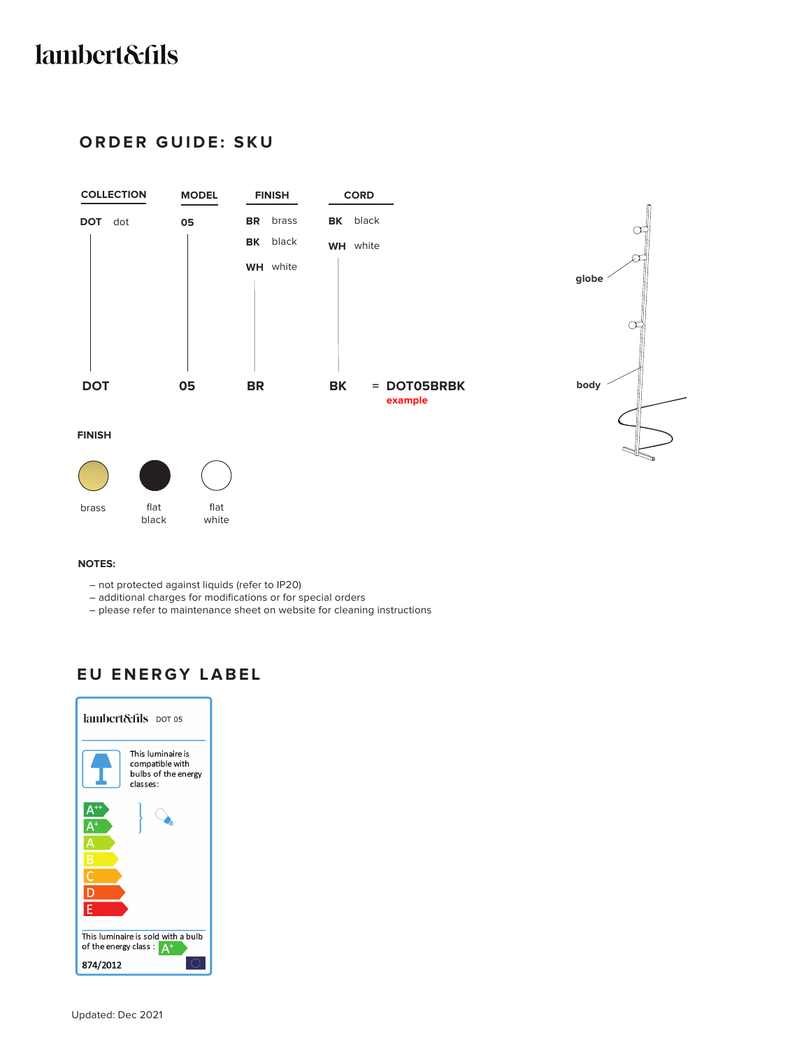lambert&fils

## ORDER GUIDE: SKU

| COLLECTION | MODEL | FINISH | CORD |
|---|---|---|---|
| **DOT** dot | **05** | **BR** brass | **BK** black |
| | | **BK** black | **WH** white |
| | | **WH** white | |

**DOT** **05** **BR** **BK** = **DOT05BRBK**
example

globe

body

**FINISH**

brass

flat black

flat white

**NOTES:**

– not protected against liquids (refer to IP20)
– additional charges for modifications or for special orders
– please refer to maintenance sheet on website for cleaning instructions

## EU ENERGY LABEL

lambert&fils DOT 05

This luminaire is compatible with bulbs of the energy classes:

A++
A+
A
B
C
D
E

This luminaire is sold with a bulb of the energy class : A+

874/2012

Updated: Dec 2021